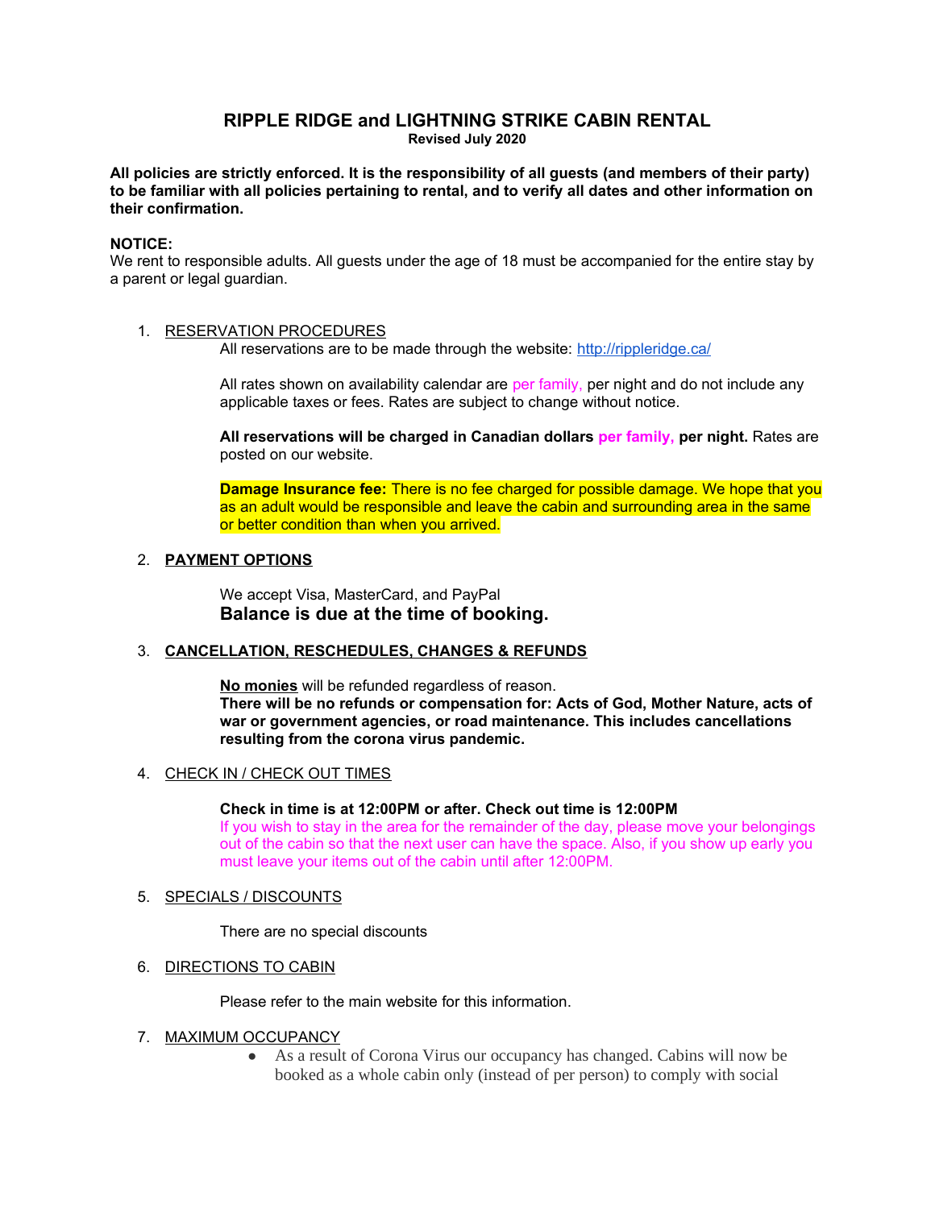# RIPPLE RIDGE and LIGHTNING STRIKE CABIN RENTAL

**Revised July 2020**

**All policies are strictly enforced. It is the responsibility of all guests (and members of their party) to be familiar with all policies pertaining to rental, and to verify all dates and other information on their confirmation.**

**NOTICE:**
We rent to responsible adults. All guests under the age of 18 must be accompanied for the entire stay by a parent or legal guardian.

1. RESERVATION PROCEDURES

   All reservations are to be made through the website: http://rippleridge.ca/

   All rates shown on availability calendar are per family, per night and do not include any applicable taxes or fees. Rates are subject to change without notice.

   **All reservations will be charged in Canadian dollars per family, per night.** Rates are posted on our website.

   **Damage Insurance fee:** There is no fee charged for possible damage. We hope that you as an adult would be responsible and leave the cabin and surrounding area in the same or better condition than when you arrived.

2. **PAYMENT OPTIONS**

   We accept Visa, MasterCard, and PayPal
   **Balance is due at the time of booking.**

3. **CANCELLATION, RESCHEDULES, CHANGES & REFUNDS**

   **No monies** will be refunded regardless of reason.
   **There will be no refunds or compensation for: Acts of God, Mother Nature, acts of war or government agencies, or road maintenance. This includes cancellations resulting from the corona virus pandemic.**

4. CHECK IN / CHECK OUT TIMES

   **Check in time is at 12:00PM or after. Check out time is 12:00PM**
   If you wish to stay in the area for the remainder of the day, please move your belongings out of the cabin so that the next user can have the space. Also, if you show up early you must leave your items out of the cabin until after 12:00PM.

5. SPECIALS / DISCOUNTS

   There are no special discounts

6. DIRECTIONS TO CABIN

   Please refer to the main website for this information.

7. MAXIMUM OCCUPANCY

   - As a result of Corona Virus our occupancy has changed. Cabins will now be booked as a whole cabin only (instead of per person) to comply with social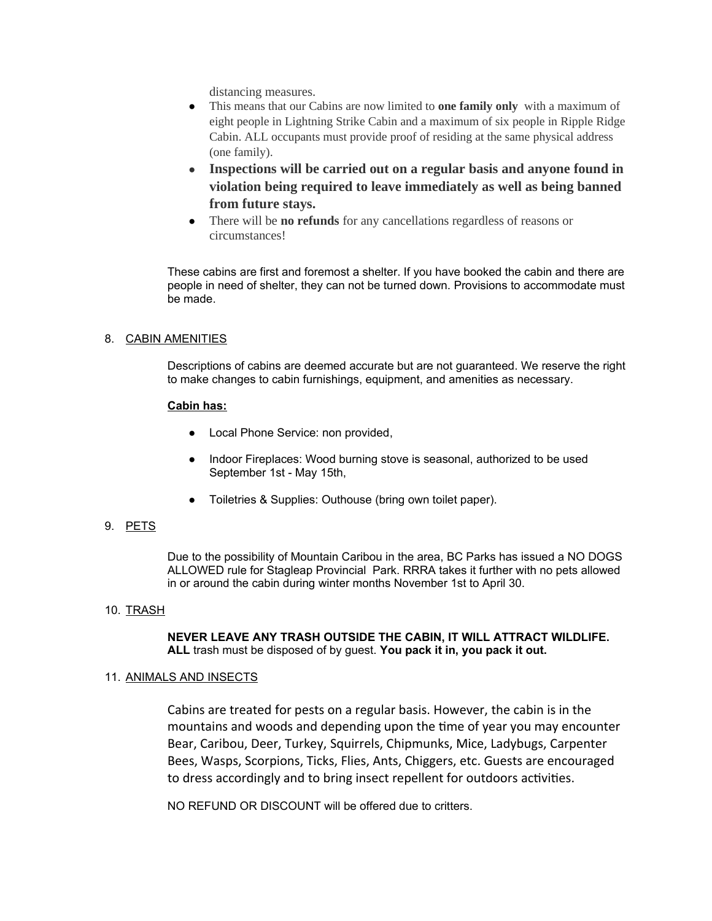distancing measures.

- This means that our Cabins are now limited to **one family only** with a maximum of eight people in Lightning Strike Cabin and a maximum of six people in Ripple Ridge Cabin. ALL occupants must provide proof of residing at the same physical address (one family).
- **Inspections will be carried out on a regular basis and anyone found in violation being required to leave immediately as well as being banned from future stays.**
- There will be **no refunds** for any cancellations regardless of reasons or circumstances!

These cabins are first and foremost a shelter. If you have booked the cabin and there are people in need of shelter, they can not be turned down. Provisions to accommodate must be made.

8. CABIN AMENITIES

Descriptions of cabins are deemed accurate but are not guaranteed. We reserve the right to make changes to cabin furnishings, equipment, and amenities as necessary.

**Cabin has:**

- Local Phone Service: non provided,
- Indoor Fireplaces: Wood burning stove is seasonal, authorized to be used September 1st - May 15th,
- Toiletries & Supplies: Outhouse (bring own toilet paper).

9. PETS

Due to the possibility of Mountain Caribou in the area, BC Parks has issued a NO DOGS ALLOWED rule for Stagleap Provincial Park. RRRA takes it further with no pets allowed in or around the cabin during winter months November 1st to April 30.

10. TRASH

**NEVER LEAVE ANY TRASH OUTSIDE THE CABIN, IT WILL ATTRACT WILDLIFE.**
**ALL** trash must be disposed of by guest. **You pack it in, you pack it out.**

11. ANIMALS AND INSECTS

Cabins are treated for pests on a regular basis. However, the cabin is in the mountains and woods and depending upon the time of year you may encounter Bear, Caribou, Deer, Turkey, Squirrels, Chipmunks, Mice, Ladybugs, Carpenter Bees, Wasps, Scorpions, Ticks, Flies, Ants, Chiggers, etc. Guests are encouraged to dress accordingly and to bring insect repellent for outdoors activities.

NO REFUND OR DISCOUNT will be offered due to critters.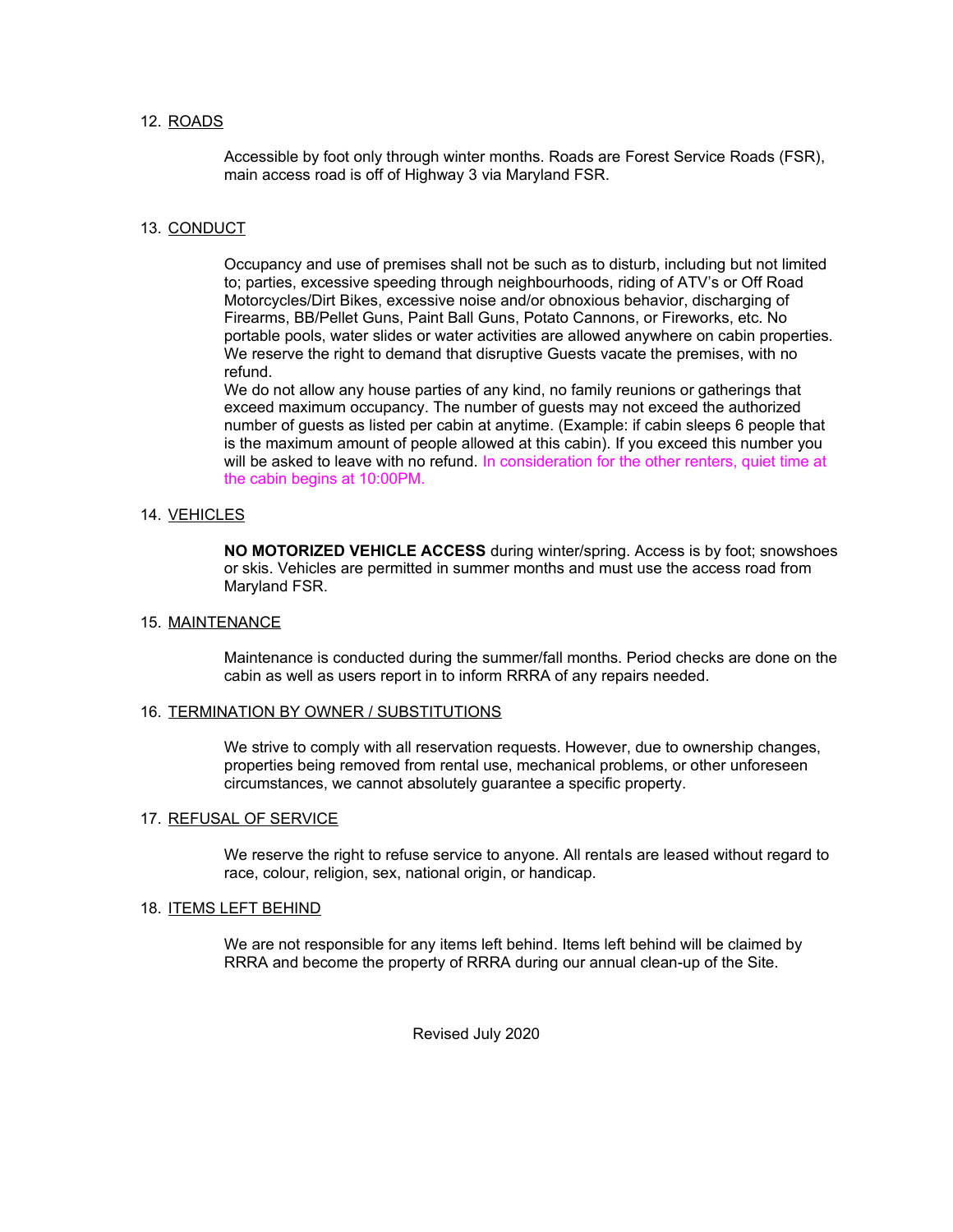12. ROADS

Accessible by foot only through winter months. Roads are Forest Service Roads (FSR), main access road is off of Highway 3 via Maryland FSR.

13. CONDUCT

Occupancy and use of premises shall not be such as to disturb, including but not limited to; parties, excessive speeding through neighbourhoods, riding of ATV's or Off Road Motorcycles/Dirt Bikes, excessive noise and/or obnoxious behavior, discharging of Firearms, BB/Pellet Guns, Paint Ball Guns, Potato Cannons, or Fireworks, etc. No portable pools, water slides or water activities are allowed anywhere on cabin properties. We reserve the right to demand that disruptive Guests vacate the premises, with no refund.

We do not allow any house parties of any kind, no family reunions or gatherings that exceed maximum occupancy. The number of guests may not exceed the authorized number of guests as listed per cabin at anytime. (Example: if cabin sleeps 6 people that is the maximum amount of people allowed at this cabin). If you exceed this number you will be asked to leave with no refund. In consideration for the other renters, quiet time at the cabin begins at 10:00PM.

14. VEHICLES

**NO MOTORIZED VEHICLE ACCESS** during winter/spring. Access is by foot; snowshoes or skis. Vehicles are permitted in summer months and must use the access road from Maryland FSR.

15. MAINTENANCE

Maintenance is conducted during the summer/fall months. Period checks are done on the cabin as well as users report in to inform RRRA of any repairs needed.

16. TERMINATION BY OWNER / SUBSTITUTIONS

We strive to comply with all reservation requests. However, due to ownership changes, properties being removed from rental use, mechanical problems, or other unforeseen circumstances, we cannot absolutely guarantee a specific property.

17. REFUSAL OF SERVICE

We reserve the right to refuse service to anyone. All rentals are leased without regard to race, colour, religion, sex, national origin, or handicap.

18. ITEMS LEFT BEHIND

We are not responsible for any items left behind. Items left behind will be claimed by RRRA and become the property of RRRA during our annual clean-up of the Site.

Revised July 2020